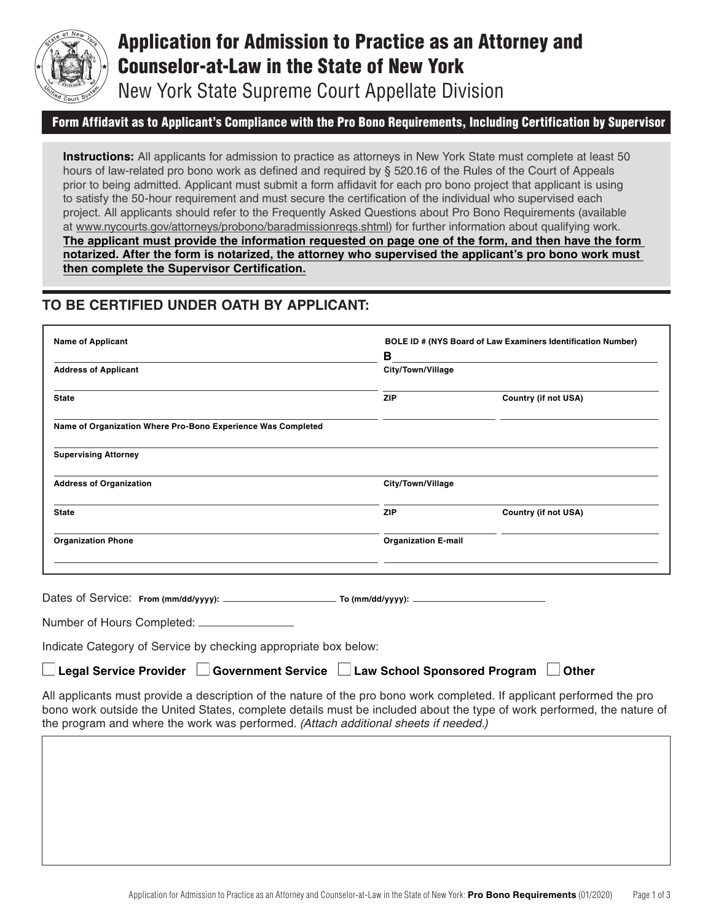# Application for Admission to Practice as an Attorney and Counselor-at-Law in the State of New York

New York State Supreme Court Appellate Division

## Form Affidavit as to Applicant's Compliance with the Pro Bono Requirements, Including Certification by Supervisor

**Instructions:** All applicants for admission to practice as attorneys in New York State must complete at least 50 hours of law-related pro bono work as defined and required by § 520.16 of the Rules of the Court of Appeals prior to being admitted. Applicant must submit a form affidavit for each pro bono project that applicant is using to satisfy the 50-hour requirement and must secure the certification of the individual who supervised each project. All applicants should refer to the Frequently Asked Questions about Pro Bono Requirements (available at www.nycourts.gov/attorneys/probono/baradmissionreqs.shtml) for further information about qualifying work. **The applicant must provide the information requested on page one of the form, and then have the form notarized. After the form is notarized, the attorney who supervised the applicant's pro bono work must then complete the Supervisor Certification.**

## TO BE CERTIFIED UNDER OATH BY APPLICANT:

| | | |
|---|---|---|
| **Name of Applicant** | **BOLE ID # (NYS Board of Law Examiners Identification Number)** B | |
| **Address of Applicant** | **City/Town/Village** | |
| **State** | **ZIP** | **Country (if not USA)** |
| **Name of Organization Where Pro-Bono Experience Was Completed** | | |
| **Supervising Attorney** | | |
| **Address of Organization** | **City/Town/Village** | |
| **State** | **ZIP** | **Country (if not USA)** |
| **Organization Phone** | **Organization E-mail** | |

Dates of Service: **From (mm/dd/yyyy):** ____________________ **To (mm/dd/yyyy):** ____________________

Number of Hours Completed: ______________

Indicate Category of Service by checking appropriate box below:

☐ **Legal Service Provider** ☐ **Government Service** ☐ **Law School Sponsored Program** ☐ **Other**

All applicants must provide a description of the nature of the pro bono work completed. If applicant performed the pro bono work outside the United States, complete details must be included about the type of work performed, the nature of the program and where the work was performed. *(Attach additional sheets if needed.)*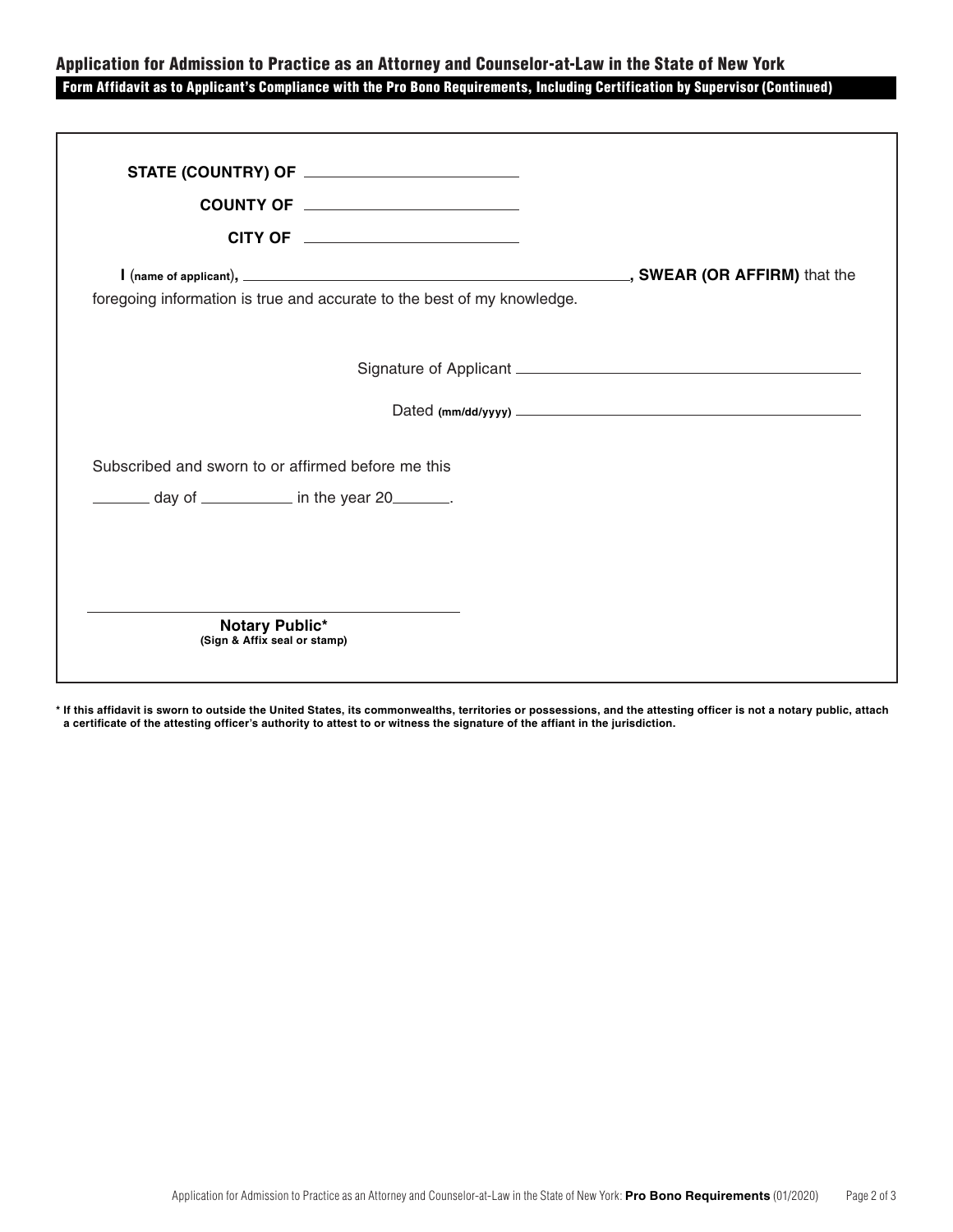## Application for Admission to Practice as an Attorney and Counselor-at-Law in the State of New York

**Form Affidavit as to Applicant's Compliance with the Pro Bono Requirements, Including Certification by Supervisor (Continued)**

**STATE (COUNTRY) OF** ______________________

**COUNTY OF** ______________________

**CITY OF** ______________________

**I** (**name of applicant**), ________________________________________, **SWEAR (OR AFFIRM)** that the foregoing information is true and accurate to the best of my knowledge.

Signature of Applicant ________________________________________

Dated **(mm/dd/yyyy)** ________________________________________

Subscribed and sworn to or affirmed before me this

_______ day of ___________ in the year 20_______.

________________________________________

**Notary Public***
**(Sign & Affix seal or stamp)**

**\* If this affidavit is sworn to outside the United States, its commonwealths, territories or possessions, and the attesting officer is not a notary public, attach a certificate of the attesting officer's authority to attest to or witness the signature of the affiant in the jurisdiction.**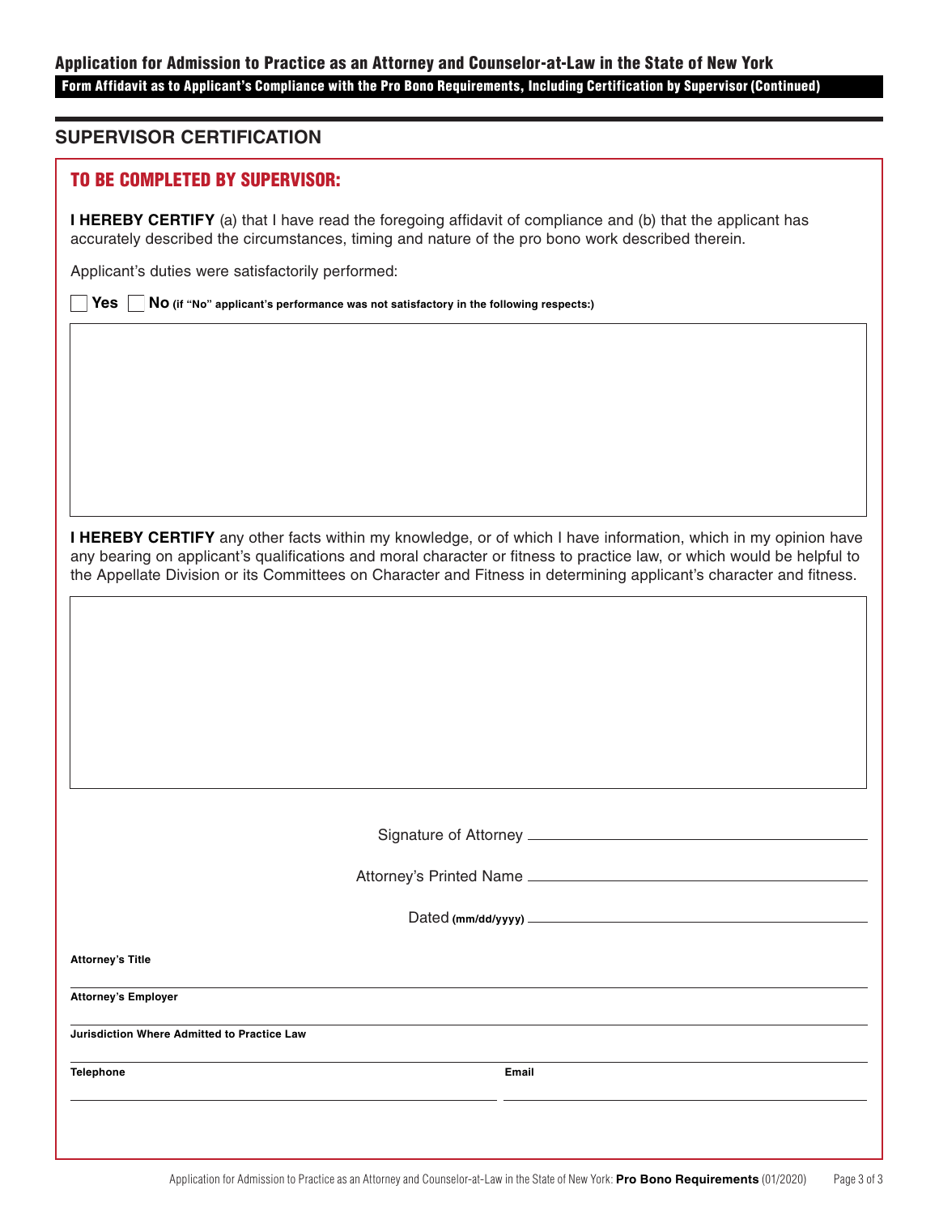## Application for Admission to Practice as an Attorney and Counselor-at-Law in the State of New York

**Form Affidavit as to Applicant's Compliance with the Pro Bono Requirements, Including Certification by Supervisor (Continued)**

## SUPERVISOR CERTIFICATION

### TO BE COMPLETED BY SUPERVISOR:

**I HEREBY CERTIFY** (a) that I have read the foregoing affidavit of compliance and (b) that the applicant has accurately described the circumstances, timing and nature of the pro bono work described therein.

Applicant's duties were satisfactorily performed:

☐ **Yes** ☐ **No (if "No" applicant's performance was not satisfactory in the following respects:)**

**I HEREBY CERTIFY** any other facts within my knowledge, or of which I have information, which in my opinion have any bearing on applicant's qualifications and moral character or fitness to practice law, or which would be helpful to the Appellate Division or its Committees on Character and Fitness in determining applicant's character and fitness.

Signature of Attorney ______________________

Attorney's Printed Name ______________________

Dated **(mm/dd/yyyy)** ______________________

**Attorney's Title**

______________________

**Attorney's Employer**

______________________

**Jurisdiction Where Admitted to Practice Law**

______________________

**Telephone** ______________________ **Email** ______________________